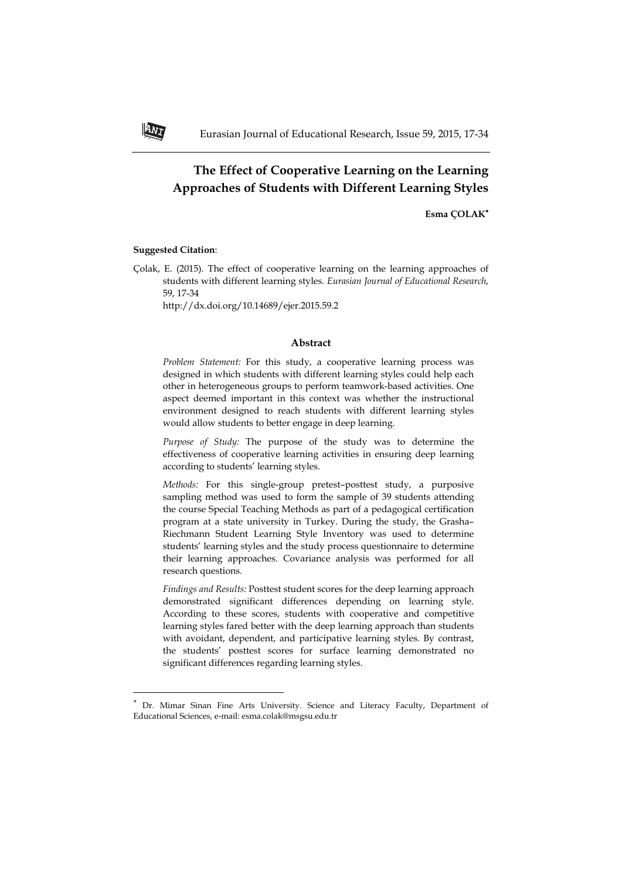# The Effect of Cooperative Learning on the Learning Approaches of Students with Different Learning Styles

**Esma ÇOLAK**[*]

**Suggested Citation**:

Çolak, E. (2015). The effect of cooperative learning on the learning approaches of students with different learning styles. *Eurasian Journal of Educational Research*, 59, 17-34
http://dx.doi.org/10.14689/ejer.2015.59.2

## Abstract

*Problem Statement:* For this study, a cooperative learning process was designed in which students with different learning styles could help each other in heterogeneous groups to perform teamwork-based activities. One aspect deemed important in this context was whether the instructional environment designed to reach students with different learning styles would allow students to better engage in deep learning.

*Purpose of Study:* The purpose of the study was to determine the effectiveness of cooperative learning activities in ensuring deep learning according to students' learning styles.

*Methods:* For this single-group pretest–posttest study, a purposive sampling method was used to form the sample of 39 students attending the course Special Teaching Methods as part of a pedagogical certification program at a state university in Turkey. During the study, the Grasha–Riechmann Student Learning Style Inventory was used to determine students' learning styles and the study process questionnaire to determine their learning approaches. Covariance analysis was performed for all research questions.

*Findings and Results:* Posttest student scores for the deep learning approach demonstrated significant differences depending on learning style. According to these scores, students with cooperative and competitive learning styles fared better with the deep learning approach than students with avoidant, dependent, and participative learning styles. By contrast, the students' posttest scores for surface learning demonstrated no significant differences regarding learning styles.

---

[*] Dr. Mimar Sinan Fine Arts University. Science and Literacy Faculty, Department of Educational Sciences, e-mail: esma.colak@msgsu.edu.tr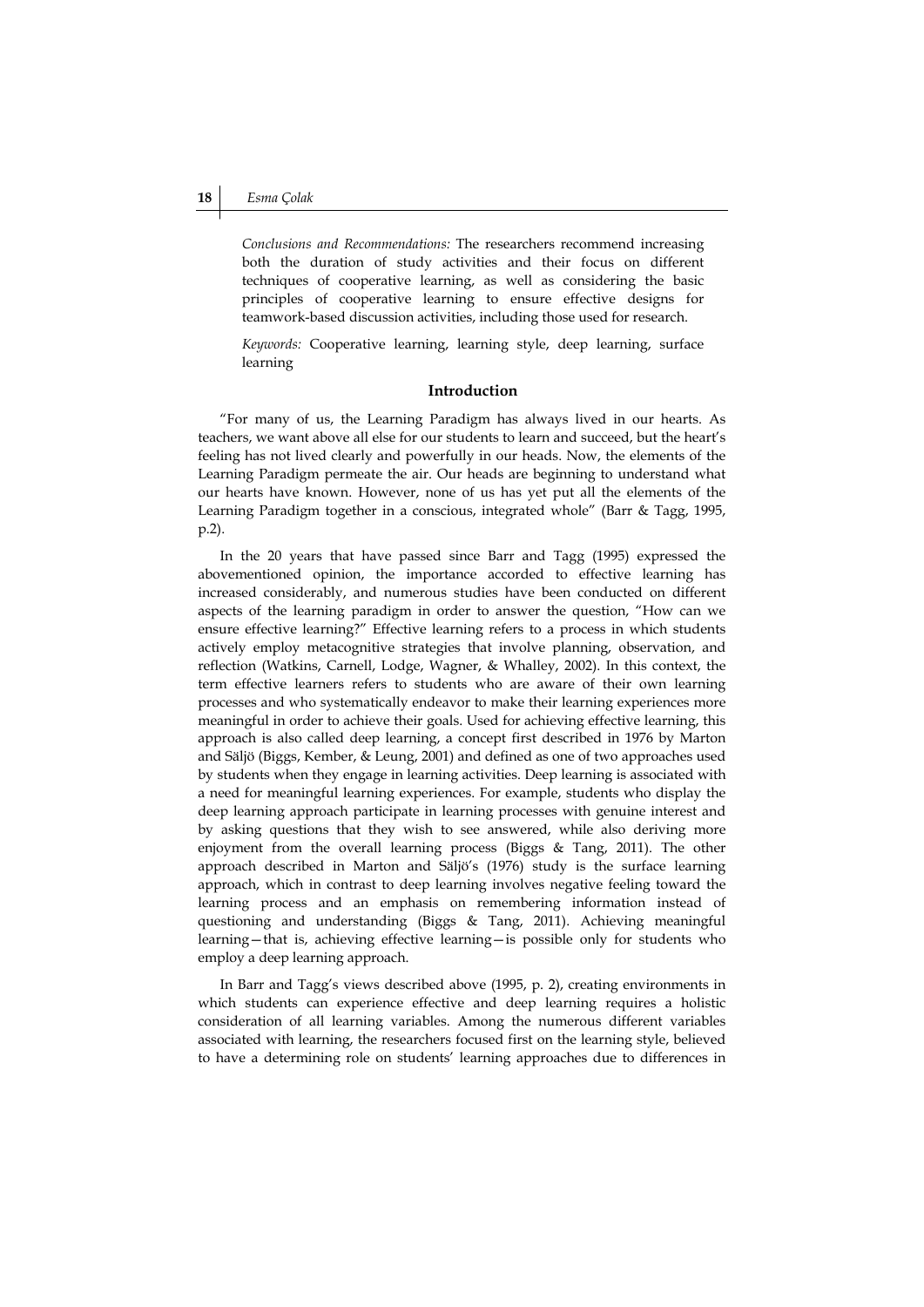*Conclusions and Recommendations:* The researchers recommend increasing both the duration of study activities and their focus on different techniques of cooperative learning, as well as considering the basic principles of cooperative learning to ensure effective designs for teamwork-based discussion activities, including those used for research.

*Keywords:* Cooperative learning, learning style, deep learning, surface learning

## Introduction

"For many of us, the Learning Paradigm has always lived in our hearts. As teachers, we want above all else for our students to learn and succeed, but the heart's feeling has not lived clearly and powerfully in our heads. Now, the elements of the Learning Paradigm permeate the air. Our heads are beginning to understand what our hearts have known. However, none of us has yet put all the elements of the Learning Paradigm together in a conscious, integrated whole" (Barr & Tagg, 1995, p.2).

In the 20 years that have passed since Barr and Tagg (1995) expressed the abovementioned opinion, the importance accorded to effective learning has increased considerably, and numerous studies have been conducted on different aspects of the learning paradigm in order to answer the question, "How can we ensure effective learning?" Effective learning refers to a process in which students actively employ metacognitive strategies that involve planning, observation, and reflection (Watkins, Carnell, Lodge, Wagner, & Whalley, 2002). In this context, the term effective learners refers to students who are aware of their own learning processes and who systematically endeavor to make their learning experiences more meaningful in order to achieve their goals. Used for achieving effective learning, this approach is also called deep learning, a concept first described in 1976 by Marton and Säljö (Biggs, Kember, & Leung, 2001) and defined as one of two approaches used by students when they engage in learning activities. Deep learning is associated with a need for meaningful learning experiences. For example, students who display the deep learning approach participate in learning processes with genuine interest and by asking questions that they wish to see answered, while also deriving more enjoyment from the overall learning process (Biggs & Tang, 2011). The other approach described in Marton and Säljö's (1976) study is the surface learning approach, which in contrast to deep learning involves negative feeling toward the learning process and an emphasis on remembering information instead of questioning and understanding (Biggs & Tang, 2011). Achieving meaningful learning—that is, achieving effective learning—is possible only for students who employ a deep learning approach.

In Barr and Tagg's views described above (1995, p. 2), creating environments in which students can experience effective and deep learning requires a holistic consideration of all learning variables. Among the numerous different variables associated with learning, the researchers focused first on the learning style, believed to have a determining role on students' learning approaches due to differences in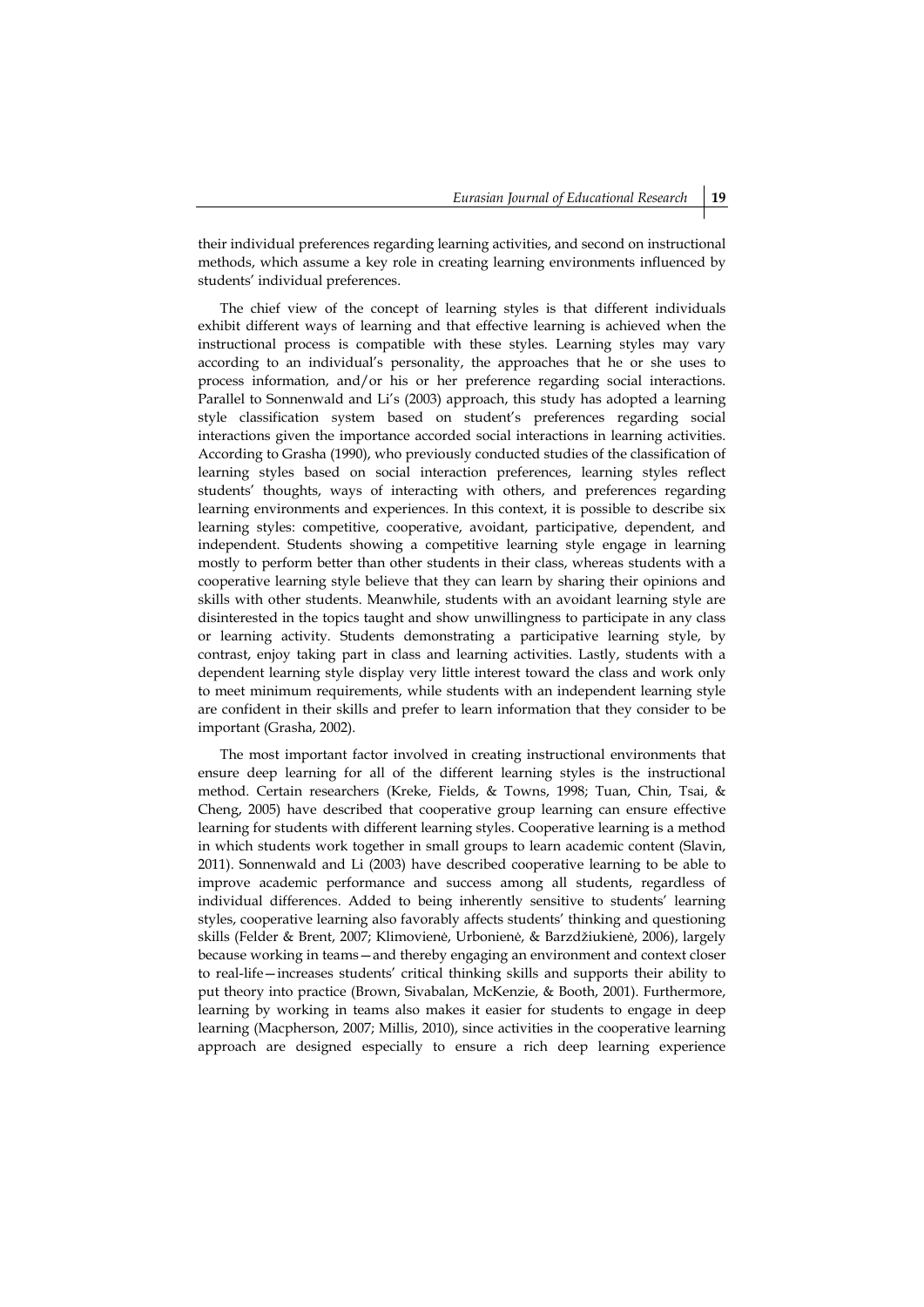their individual preferences regarding learning activities, and second on instructional methods, which assume a key role in creating learning environments influenced by students' individual preferences.

The chief view of the concept of learning styles is that different individuals exhibit different ways of learning and that effective learning is achieved when the instructional process is compatible with these styles. Learning styles may vary according to an individual's personality, the approaches that he or she uses to process information, and/or his or her preference regarding social interactions. Parallel to Sonnenwald and Li's (2003) approach, this study has adopted a learning style classification system based on student's preferences regarding social interactions given the importance accorded social interactions in learning activities. According to Grasha (1990), who previously conducted studies of the classification of learning styles based on social interaction preferences, learning styles reflect students' thoughts, ways of interacting with others, and preferences regarding learning environments and experiences. In this context, it is possible to describe six learning styles: competitive, cooperative, avoidant, participative, dependent, and independent. Students showing a competitive learning style engage in learning mostly to perform better than other students in their class, whereas students with a cooperative learning style believe that they can learn by sharing their opinions and skills with other students. Meanwhile, students with an avoidant learning style are disinterested in the topics taught and show unwillingness to participate in any class or learning activity. Students demonstrating a participative learning style, by contrast, enjoy taking part in class and learning activities. Lastly, students with a dependent learning style display very little interest toward the class and work only to meet minimum requirements, while students with an independent learning style are confident in their skills and prefer to learn information that they consider to be important (Grasha, 2002).

The most important factor involved in creating instructional environments that ensure deep learning for all of the different learning styles is the instructional method. Certain researchers (Kreke, Fields, & Towns, 1998; Tuan, Chin, Tsai, & Cheng, 2005) have described that cooperative group learning can ensure effective learning for students with different learning styles. Cooperative learning is a method in which students work together in small groups to learn academic content (Slavin, 2011). Sonnenwald and Li (2003) have described cooperative learning to be able to improve academic performance and success among all students, regardless of individual differences. Added to being inherently sensitive to students' learning styles, cooperative learning also favorably affects students' thinking and questioning skills (Felder & Brent, 2007; Klimovienė, Urbonienė, & Barzdžiukienė, 2006), largely because working in teams—and thereby engaging an environment and context closer to real-life—increases students' critical thinking skills and supports their ability to put theory into practice (Brown, Sivabalan, McKenzie, & Booth, 2001). Furthermore, learning by working in teams also makes it easier for students to engage in deep learning (Macpherson, 2007; Millis, 2010), since activities in the cooperative learning approach are designed especially to ensure a rich deep learning experience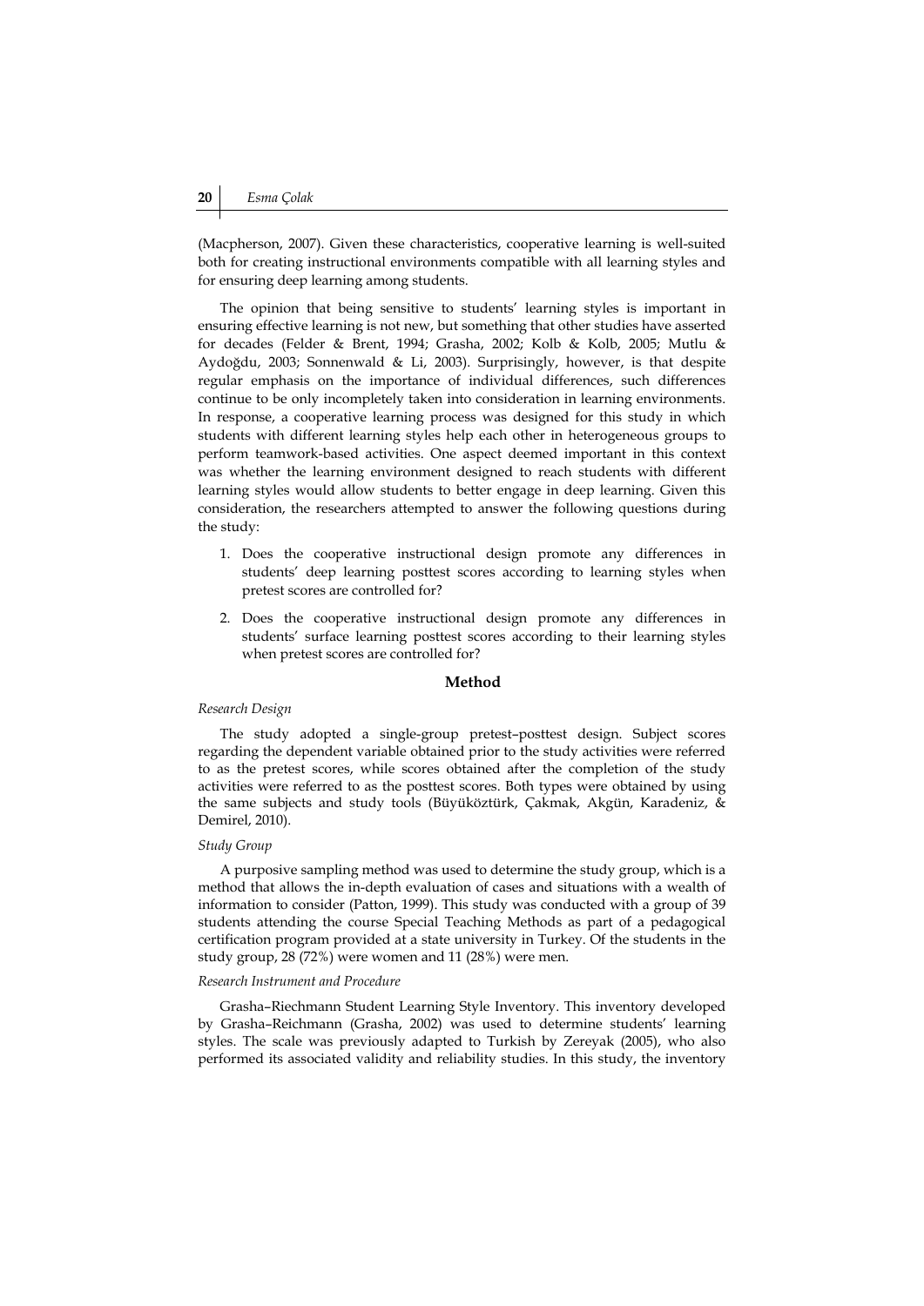(Macpherson, 2007). Given these characteristics, cooperative learning is well-suited both for creating instructional environments compatible with all learning styles and for ensuring deep learning among students.

The opinion that being sensitive to students' learning styles is important in ensuring effective learning is not new, but something that other studies have asserted for decades (Felder & Brent, 1994; Grasha, 2002; Kolb & Kolb, 2005; Mutlu & Aydoğdu, 2003; Sonnenwald & Li, 2003). Surprisingly, however, is that despite regular emphasis on the importance of individual differences, such differences continue to be only incompletely taken into consideration in learning environments. In response, a cooperative learning process was designed for this study in which students with different learning styles help each other in heterogeneous groups to perform teamwork-based activities. One aspect deemed important in this context was whether the learning environment designed to reach students with different learning styles would allow students to better engage in deep learning. Given this consideration, the researchers attempted to answer the following questions during the study:

1. Does the cooperative instructional design promote any differences in students' deep learning posttest scores according to learning styles when pretest scores are controlled for?
2. Does the cooperative instructional design promote any differences in students' surface learning posttest scores according to their learning styles when pretest scores are controlled for?

## Method

*Research Design*

The study adopted a single-group pretest–posttest design. Subject scores regarding the dependent variable obtained prior to the study activities were referred to as the pretest scores, while scores obtained after the completion of the study activities were referred to as the posttest scores. Both types were obtained by using the same subjects and study tools (Büyüköztürk, Çakmak, Akgün, Karadeniz, & Demirel, 2010).

*Study Group*

A purposive sampling method was used to determine the study group, which is a method that allows the in-depth evaluation of cases and situations with a wealth of information to consider (Patton, 1999). This study was conducted with a group of 39 students attending the course Special Teaching Methods as part of a pedagogical certification program provided at a state university in Turkey. Of the students in the study group, 28 (72%) were women and 11 (28%) were men.

*Research Instrument and Procedure*

Grasha–Riechmann Student Learning Style Inventory. This inventory developed by Grasha–Reichmann (Grasha, 2002) was used to determine students' learning styles. The scale was previously adapted to Turkish by Zereyak (2005), who also performed its associated validity and reliability studies. In this study, the inventory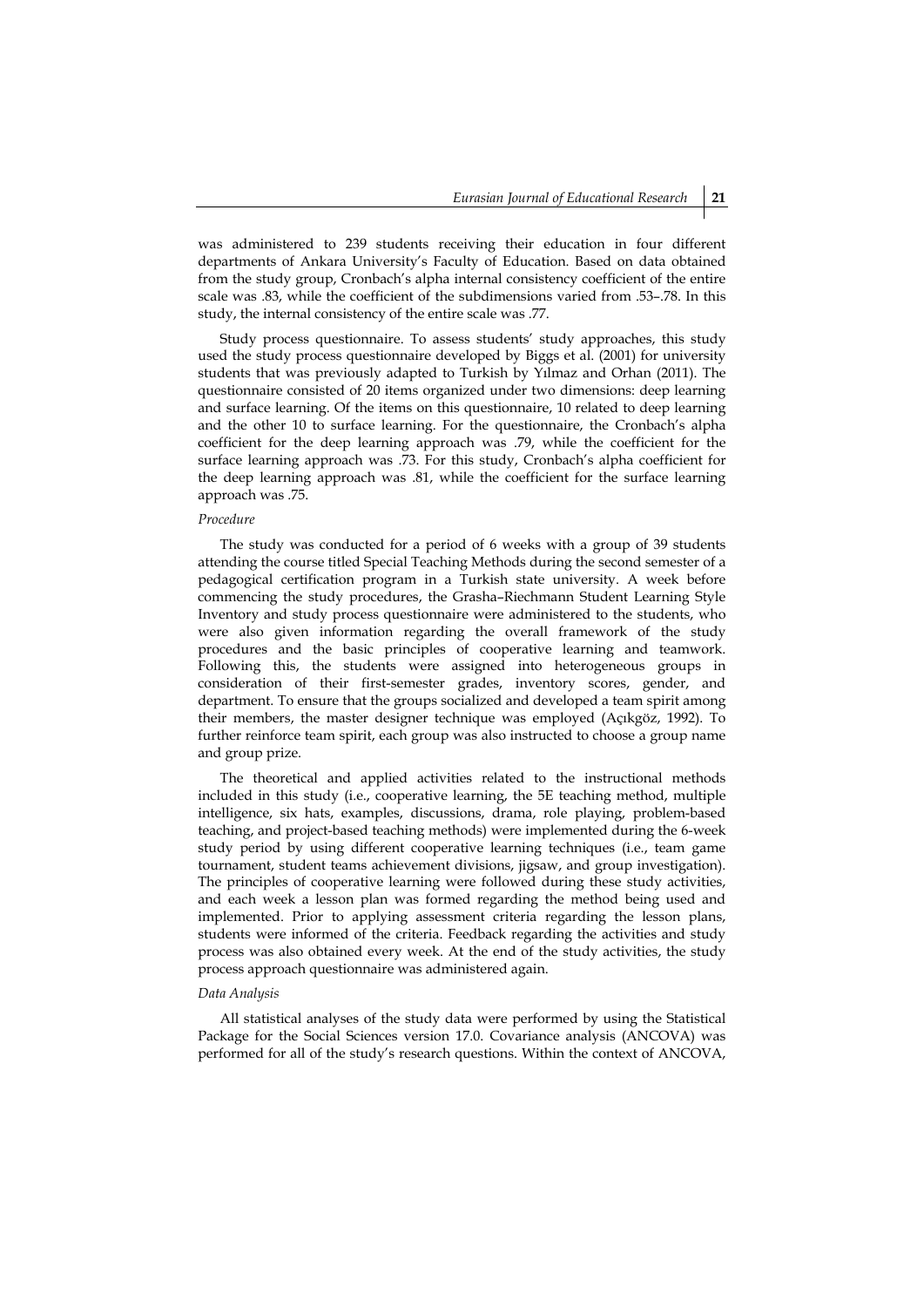was administered to 239 students receiving their education in four different departments of Ankara University's Faculty of Education. Based on data obtained from the study group, Cronbach's alpha internal consistency coefficient of the entire scale was .83, while the coefficient of the subdimensions varied from .53–.78. In this study, the internal consistency of the entire scale was .77.

Study process questionnaire. To assess students' study approaches, this study used the study process questionnaire developed by Biggs et al. (2001) for university students that was previously adapted to Turkish by Yılmaz and Orhan (2011). The questionnaire consisted of 20 items organized under two dimensions: deep learning and surface learning. Of the items on this questionnaire, 10 related to deep learning and the other 10 to surface learning. For the questionnaire, the Cronbach's alpha coefficient for the deep learning approach was .79, while the coefficient for the surface learning approach was .73. For this study, Cronbach's alpha coefficient for the deep learning approach was .81, while the coefficient for the surface learning approach was .75.

*Procedure*

The study was conducted for a period of 6 weeks with a group of 39 students attending the course titled Special Teaching Methods during the second semester of a pedagogical certification program in a Turkish state university. A week before commencing the study procedures, the Grasha–Riechmann Student Learning Style Inventory and study process questionnaire were administered to the students, who were also given information regarding the overall framework of the study procedures and the basic principles of cooperative learning and teamwork. Following this, the students were assigned into heterogeneous groups in consideration of their first-semester grades, inventory scores, gender, and department. To ensure that the groups socialized and developed a team spirit among their members, the master designer technique was employed (Açıkgöz, 1992). To further reinforce team spirit, each group was also instructed to choose a group name and group prize.

The theoretical and applied activities related to the instructional methods included in this study (i.e., cooperative learning, the 5E teaching method, multiple intelligence, six hats, examples, discussions, drama, role playing, problem-based teaching, and project-based teaching methods) were implemented during the 6-week study period by using different cooperative learning techniques (i.e., team game tournament, student teams achievement divisions, jigsaw, and group investigation). The principles of cooperative learning were followed during these study activities, and each week a lesson plan was formed regarding the method being used and implemented. Prior to applying assessment criteria regarding the lesson plans, students were informed of the criteria. Feedback regarding the activities and study process was also obtained every week. At the end of the study activities, the study process approach questionnaire was administered again.

*Data Analysis*

All statistical analyses of the study data were performed by using the Statistical Package for the Social Sciences version 17.0. Covariance analysis (ANCOVA) was performed for all of the study's research questions. Within the context of ANCOVA,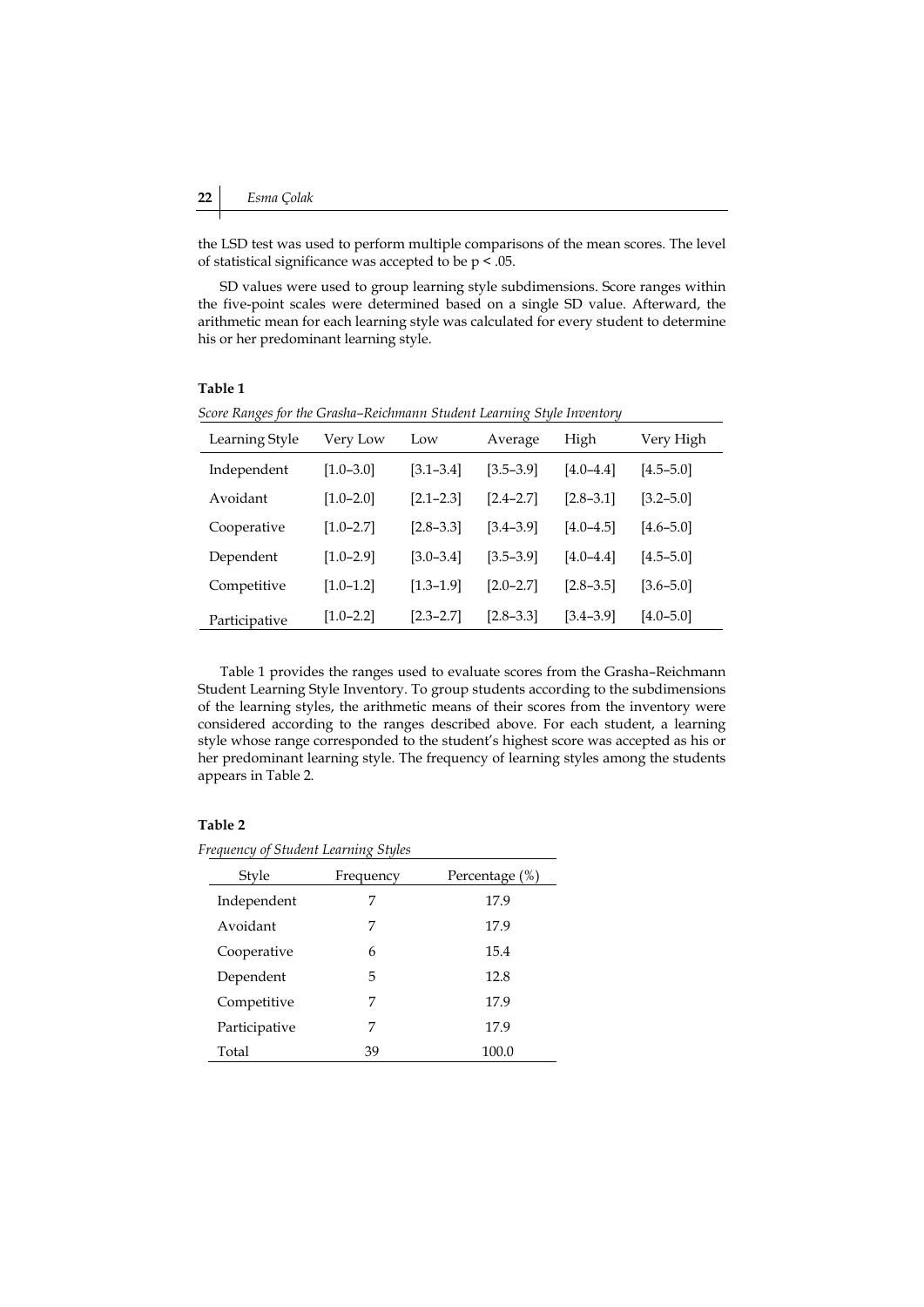the LSD test was used to perform multiple comparisons of the mean scores. The level of statistical significance was accepted to be $p < .05$.

SD values were used to group learning style subdimensions. Score ranges within the five-point scales were determined based on a single SD value. Afterward, the arithmetic mean for each learning style was calculated for every student to determine his or her predominant learning style.

**Table 1**

*Score Ranges for the Grasha–Reichmann Student Learning Style Inventory*

| Learning Style | Very Low | Low | Average | High | Very High |
|---|---|---|---|---|---|
| Independent | [1.0–3.0] | [3.1–3.4] | [3.5–3.9] | [4.0–4.4] | [4.5–5.0] |
| Avoidant | [1.0–2.0] | [2.1–2.3] | [2.4–2.7] | [2.8–3.1] | [3.2–5.0] |
| Cooperative | [1.0–2.7] | [2.8–3.3] | [3.4–3.9] | [4.0–4.5] | [4.6–5.0] |
| Dependent | [1.0–2.9] | [3.0–3.4] | [3.5–3.9] | [4.0–4.4] | [4.5–5.0] |
| Competitive | [1.0–1.2] | [1.3–1.9] | [2.0–2.7] | [2.8–3.5] | [3.6–5.0] |
| Participative | [1.0–2.2] | [2.3–2.7] | [2.8–3.3] | [3.4–3.9] | [4.0–5.0] |

Table 1 provides the ranges used to evaluate scores from the Grasha–Reichmann Student Learning Style Inventory. To group students according to the subdimensions of the learning styles, the arithmetic means of their scores from the inventory were considered according to the ranges described above. For each student, a learning style whose range corresponded to the student's highest score was accepted as his or her predominant learning style. The frequency of learning styles among the students appears in Table 2.

**Table 2**

*Frequency of Student Learning Styles*

| Style | Frequency | Percentage (%) |
|---|---|---|
| Independent | 7 | 17.9 |
| Avoidant | 7 | 17.9 |
| Cooperative | 6 | 15.4 |
| Dependent | 5 | 12.8 |
| Competitive | 7 | 17.9 |
| Participative | 7 | 17.9 |
| Total | 39 | 100.0 |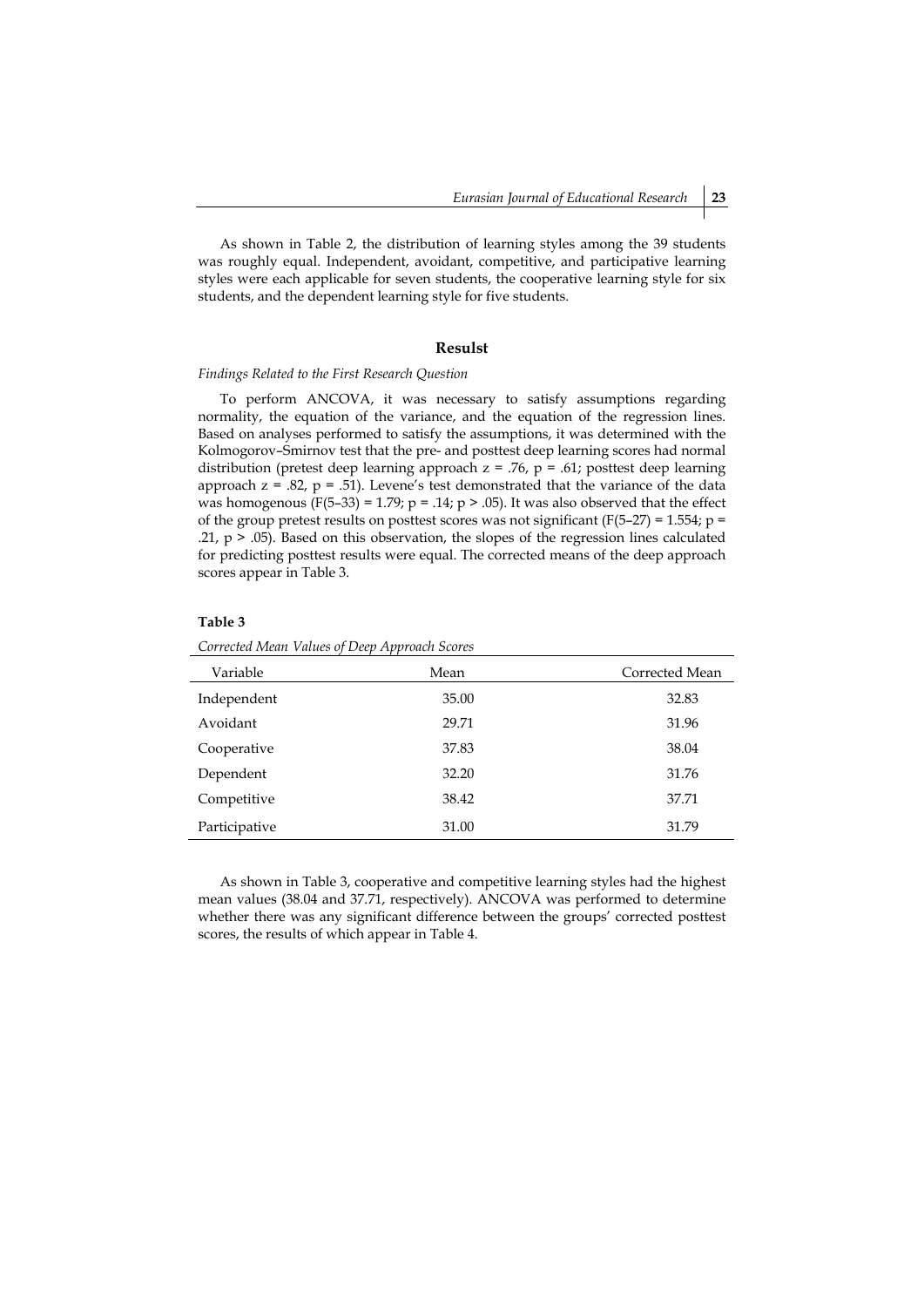As shown in Table 2, the distribution of learning styles among the 39 students was roughly equal. Independent, avoidant, competitive, and participative learning styles were each applicable for seven students, the cooperative learning style for six students, and the dependent learning style for five students.

## Resulst

*Findings Related to the First Research Question*

To perform ANCOVA, it was necessary to satisfy assumptions regarding normality, the equation of the variance, and the equation of the regression lines. Based on analyses performed to satisfy the assumptions, it was determined with the Kolmogorov–Smirnov test that the pre- and posttest deep learning scores had normal distribution (pretest deep learning approach $z = .76$, $p = .61$; posttest deep learning approach $z = .82$, $p = .51$). Levene's test demonstrated that the variance of the data was homogenous ($F(5–33) = 1.79$; $p = .14$; $p > .05$). It was also observed that the effect of the group pretest results on posttest scores was not significant ($F(5–27) = 1.554$; $p = .21$, $p > .05$). Based on this observation, the slopes of the regression lines calculated for predicting posttest results were equal. The corrected means of the deep approach scores appear in Table 3.

**Table 3**

*Corrected Mean Values of Deep Approach Scores*

| Variable | Mean | Corrected Mean |
|---|---|---|
| Independent | 35.00 | 32.83 |
| Avoidant | 29.71 | 31.96 |
| Cooperative | 37.83 | 38.04 |
| Dependent | 32.20 | 31.76 |
| Competitive | 38.42 | 37.71 |
| Participative | 31.00 | 31.79 |

As shown in Table 3, cooperative and competitive learning styles had the highest mean values (38.04 and 37.71, respectively). ANCOVA was performed to determine whether there was any significant difference between the groups' corrected posttest scores, the results of which appear in Table 4.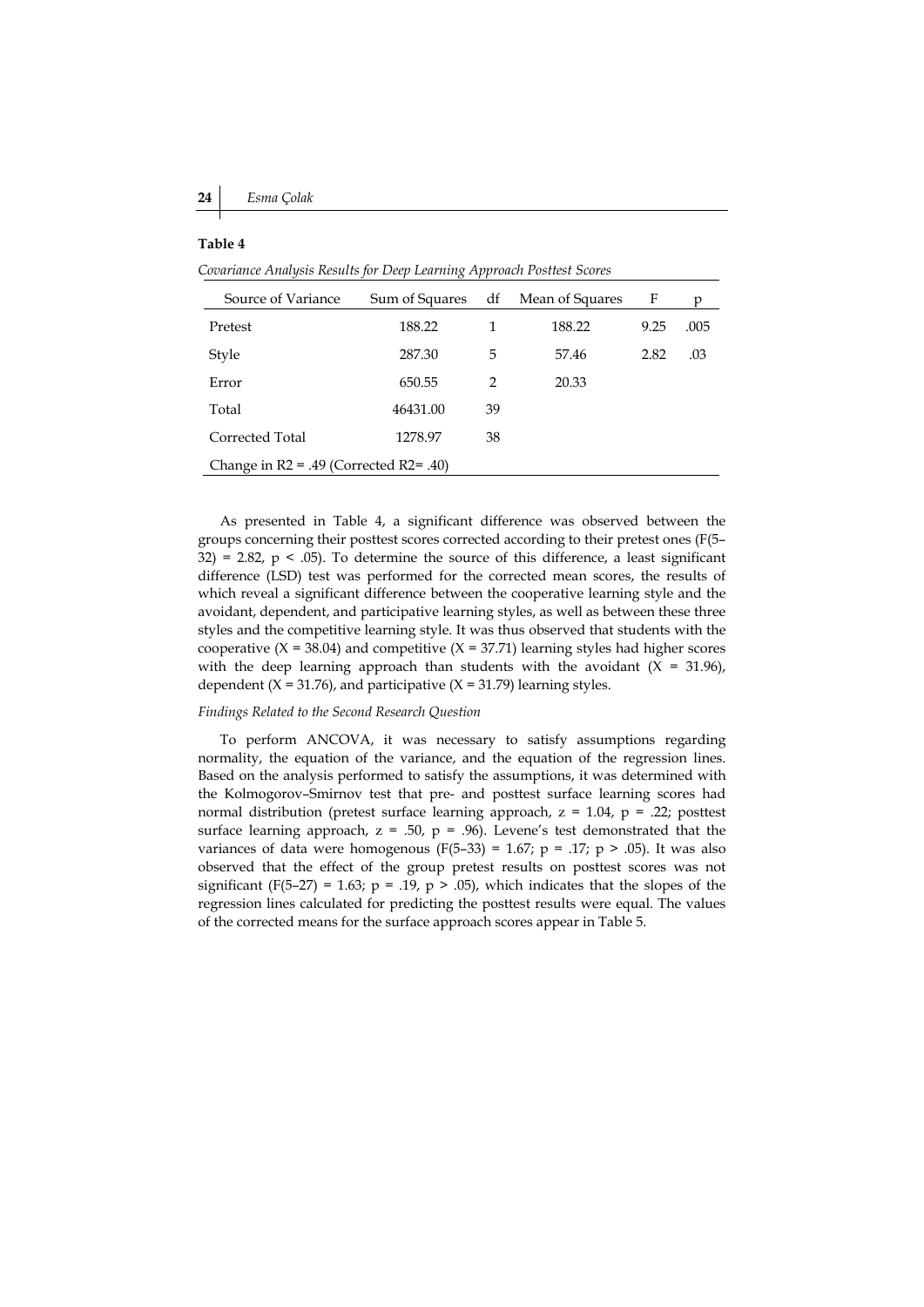**Table 4**

*Covariance Analysis Results for Deep Learning Approach Posttest Scores*

| Source of Variance | Sum of Squares | df | Mean of Squares | F | p |
|---|---|---|---|---|---|
| Pretest | 188.22 | 1 | 188.22 | 9.25 | .005 |
| Style | 287.30 | 5 | 57.46 | 2.82 | .03 |
| Error | 650.55 | 2 | 20.33 | | |
| Total | 46431.00 | 39 | | | |
| Corrected Total | 1278.97 | 38 | | | |
| Change in R2 = .49 (Corrected R2= .40) | | | | | |

As presented in Table 4, a significant difference was observed between the groups concerning their posttest scores corrected according to their pretest ones ($F(5–32) = 2.82$, $p < .05$). To determine the source of this difference, a least significant difference (LSD) test was performed for the corrected mean scores, the results of which reveal a significant difference between the cooperative learning style and the avoidant, dependent, and participative learning styles, as well as between these three styles and the competitive learning style. It was thus observed that students with the cooperative ($X = 38.04$) and competitive ($X = 37.71$) learning styles had higher scores with the deep learning approach than students with the avoidant ($X = 31.96$), dependent ($X = 31.76$), and participative ($X = 31.79$) learning styles.

*Findings Related to the Second Research Question*

To perform ANCOVA, it was necessary to satisfy assumptions regarding normality, the equation of the variance, and the equation of the regression lines. Based on the analysis performed to satisfy the assumptions, it was determined with the Kolmogorov–Smirnov test that pre- and posttest surface learning scores had normal distribution (pretest surface learning approach, $z = 1.04$, $p = .22$; posttest surface learning approach, $z = .50$, $p = .96$). Levene's test demonstrated that the variances of data were homogenous ($F(5–33) = 1.67$; $p = .17$; $p > .05$). It was also observed that the effect of the group pretest results on posttest scores was not significant ($F(5–27) = 1.63$; $p = .19$, $p > .05$), which indicates that the slopes of the regression lines calculated for predicting the posttest results were equal. The values of the corrected means for the surface approach scores appear in Table 5.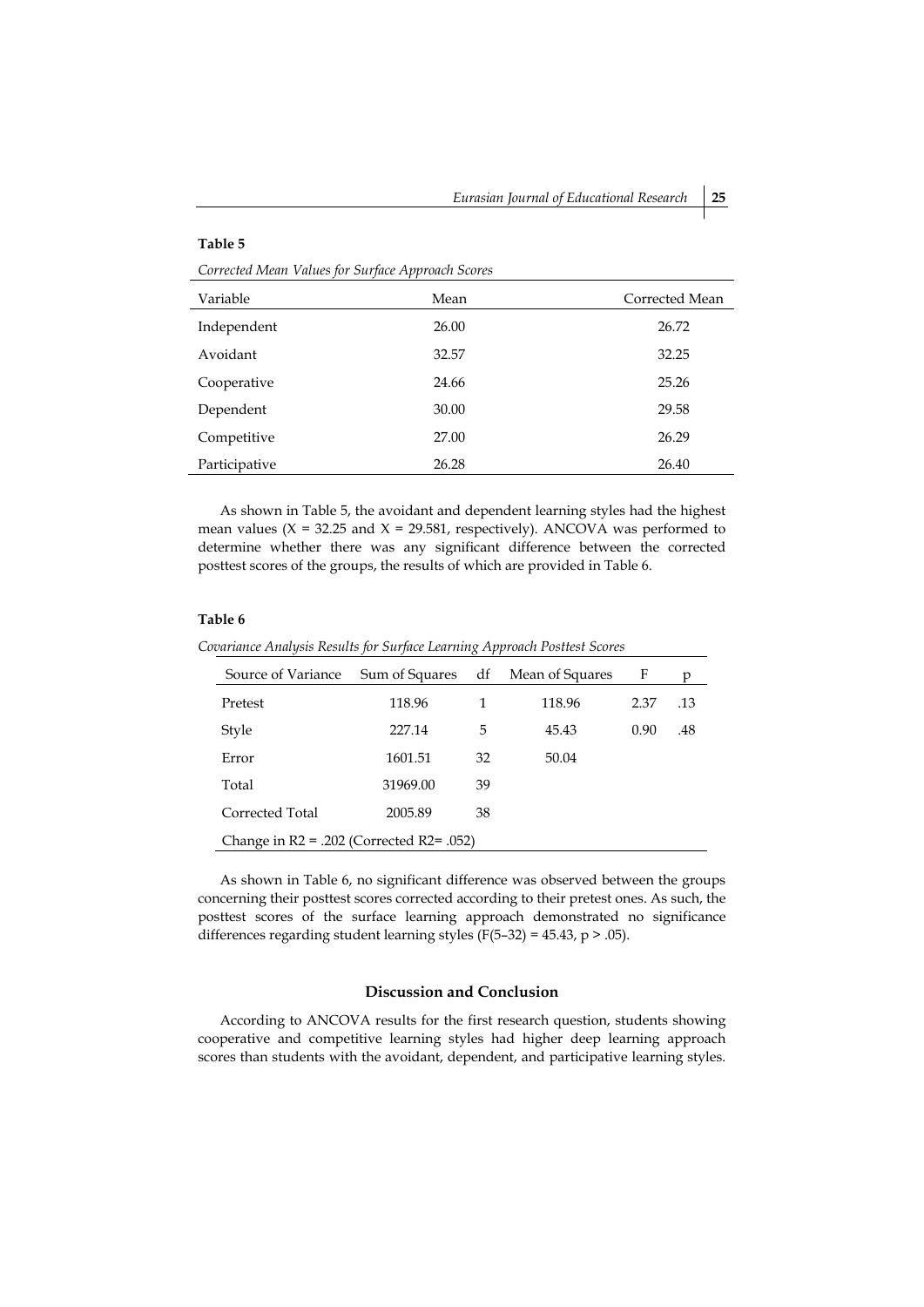**Table 5**

*Corrected Mean Values for Surface Approach Scores*

| Variable | Mean | Corrected Mean |
|---|---|---|
| Independent | 26.00 | 26.72 |
| Avoidant | 32.57 | 32.25 |
| Cooperative | 24.66 | 25.26 |
| Dependent | 30.00 | 29.58 |
| Competitive | 27.00 | 26.29 |
| Participative | 26.28 | 26.40 |

As shown in Table 5, the avoidant and dependent learning styles had the highest mean values ($X = 32.25$ and $X = 29.581$, respectively). ANCOVA was performed to determine whether there was any significant difference between the corrected posttest scores of the groups, the results of which are provided in Table 6.

**Table 6**

*Covariance Analysis Results for Surface Learning Approach Posttest Scores*

| Source of Variance | Sum of Squares | df | Mean of Squares | F | p |
|---|---|---|---|---|---|
| Pretest | 118.96 | 1 | 118.96 | 2.37 | .13 |
| Style | 227.14 | 5 | 45.43 | 0.90 | .48 |
| Error | 1601.51 | 32 | 50.04 | | |
| Total | 31969.00 | 39 | | | |
| Corrected Total | 2005.89 | 38 | | | |
| Change in R2 = .202 (Corrected R2= .052) | | | | | |

As shown in Table 6, no significant difference was observed between the groups concerning their posttest scores corrected according to their pretest ones. As such, the posttest scores of the surface learning approach demonstrated no significance differences regarding student learning styles ($F(5–32) = 45.43$, $p > .05$).

## Discussion and Conclusion

According to ANCOVA results for the first research question, students showing cooperative and competitive learning styles had higher deep learning approach scores than students with the avoidant, dependent, and participative learning styles.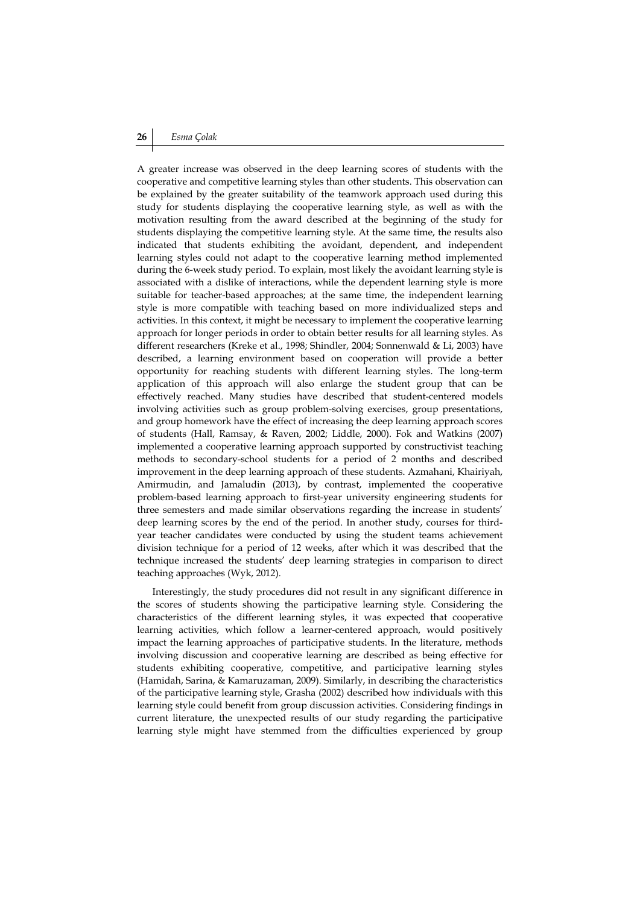A greater increase was observed in the deep learning scores of students with the cooperative and competitive learning styles than other students. This observation can be explained by the greater suitability of the teamwork approach used during this study for students displaying the cooperative learning style, as well as with the motivation resulting from the award described at the beginning of the study for students displaying the competitive learning style. At the same time, the results also indicated that students exhibiting the avoidant, dependent, and independent learning styles could not adapt to the cooperative learning method implemented during the 6-week study period. To explain, most likely the avoidant learning style is associated with a dislike of interactions, while the dependent learning style is more suitable for teacher-based approaches; at the same time, the independent learning style is more compatible with teaching based on more individualized steps and activities. In this context, it might be necessary to implement the cooperative learning approach for longer periods in order to obtain better results for all learning styles. As different researchers (Kreke et al., 1998; Shindler, 2004; Sonnenwald & Li, 2003) have described, a learning environment based on cooperation will provide a better opportunity for reaching students with different learning styles. The long-term application of this approach will also enlarge the student group that can be effectively reached. Many studies have described that student-centered models involving activities such as group problem-solving exercises, group presentations, and group homework have the effect of increasing the deep learning approach scores of students (Hall, Ramsay, & Raven, 2002; Liddle, 2000). Fok and Watkins (2007) implemented a cooperative learning approach supported by constructivist teaching methods to secondary-school students for a period of 2 months and described improvement in the deep learning approach of these students. Azmahani, Khairiyah, Amirmudin, and Jamaludin (2013), by contrast, implemented the cooperative problem-based learning approach to first-year university engineering students for three semesters and made similar observations regarding the increase in students' deep learning scores by the end of the period. In another study, courses for third-year teacher candidates were conducted by using the student teams achievement division technique for a period of 12 weeks, after which it was described that the technique increased the students' deep learning strategies in comparison to direct teaching approaches (Wyk, 2012).

Interestingly, the study procedures did not result in any significant difference in the scores of students showing the participative learning style. Considering the characteristics of the different learning styles, it was expected that cooperative learning activities, which follow a learner-centered approach, would positively impact the learning approaches of participative students. In the literature, methods involving discussion and cooperative learning are described as being effective for students exhibiting cooperative, competitive, and participative learning styles (Hamidah, Sarina, & Kamaruzaman, 2009). Similarly, in describing the characteristics of the participative learning style, Grasha (2002) described how individuals with this learning style could benefit from group discussion activities. Considering findings in current literature, the unexpected results of our study regarding the participative learning style might have stemmed from the difficulties experienced by group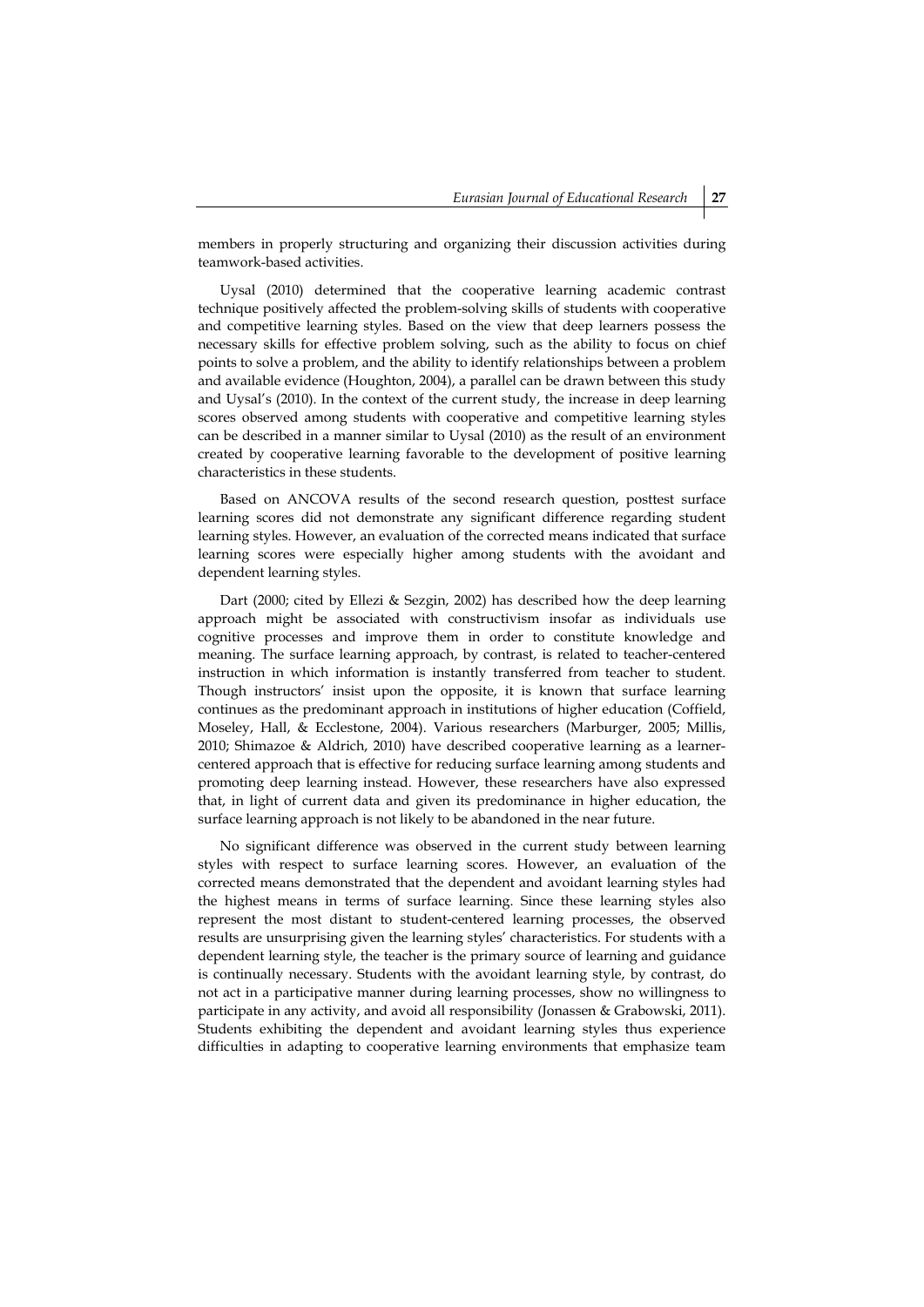members in properly structuring and organizing their discussion activities during teamwork-based activities.

Uysal (2010) determined that the cooperative learning academic contrast technique positively affected the problem-solving skills of students with cooperative and competitive learning styles. Based on the view that deep learners possess the necessary skills for effective problem solving, such as the ability to focus on chief points to solve a problem, and the ability to identify relationships between a problem and available evidence (Houghton, 2004), a parallel can be drawn between this study and Uysal's (2010). In the context of the current study, the increase in deep learning scores observed among students with cooperative and competitive learning styles can be described in a manner similar to Uysal (2010) as the result of an environment created by cooperative learning favorable to the development of positive learning characteristics in these students.

Based on ANCOVA results of the second research question, posttest surface learning scores did not demonstrate any significant difference regarding student learning styles. However, an evaluation of the corrected means indicated that surface learning scores were especially higher among students with the avoidant and dependent learning styles.

Dart (2000; cited by Ellezi & Sezgin, 2002) has described how the deep learning approach might be associated with constructivism insofar as individuals use cognitive processes and improve them in order to constitute knowledge and meaning. The surface learning approach, by contrast, is related to teacher-centered instruction in which information is instantly transferred from teacher to student. Though instructors' insist upon the opposite, it is known that surface learning continues as the predominant approach in institutions of higher education (Coffield, Moseley, Hall, & Ecclestone, 2004). Various researchers (Marburger, 2005; Millis, 2010; Shimazoe & Aldrich, 2010) have described cooperative learning as a learner-centered approach that is effective for reducing surface learning among students and promoting deep learning instead. However, these researchers have also expressed that, in light of current data and given its predominance in higher education, the surface learning approach is not likely to be abandoned in the near future.

No significant difference was observed in the current study between learning styles with respect to surface learning scores. However, an evaluation of the corrected means demonstrated that the dependent and avoidant learning styles had the highest means in terms of surface learning. Since these learning styles also represent the most distant to student-centered learning processes, the observed results are unsurprising given the learning styles' characteristics. For students with a dependent learning style, the teacher is the primary source of learning and guidance is continually necessary. Students with the avoidant learning style, by contrast, do not act in a participative manner during learning processes, show no willingness to participate in any activity, and avoid all responsibility (Jonassen & Grabowski, 2011). Students exhibiting the dependent and avoidant learning styles thus experience difficulties in adapting to cooperative learning environments that emphasize team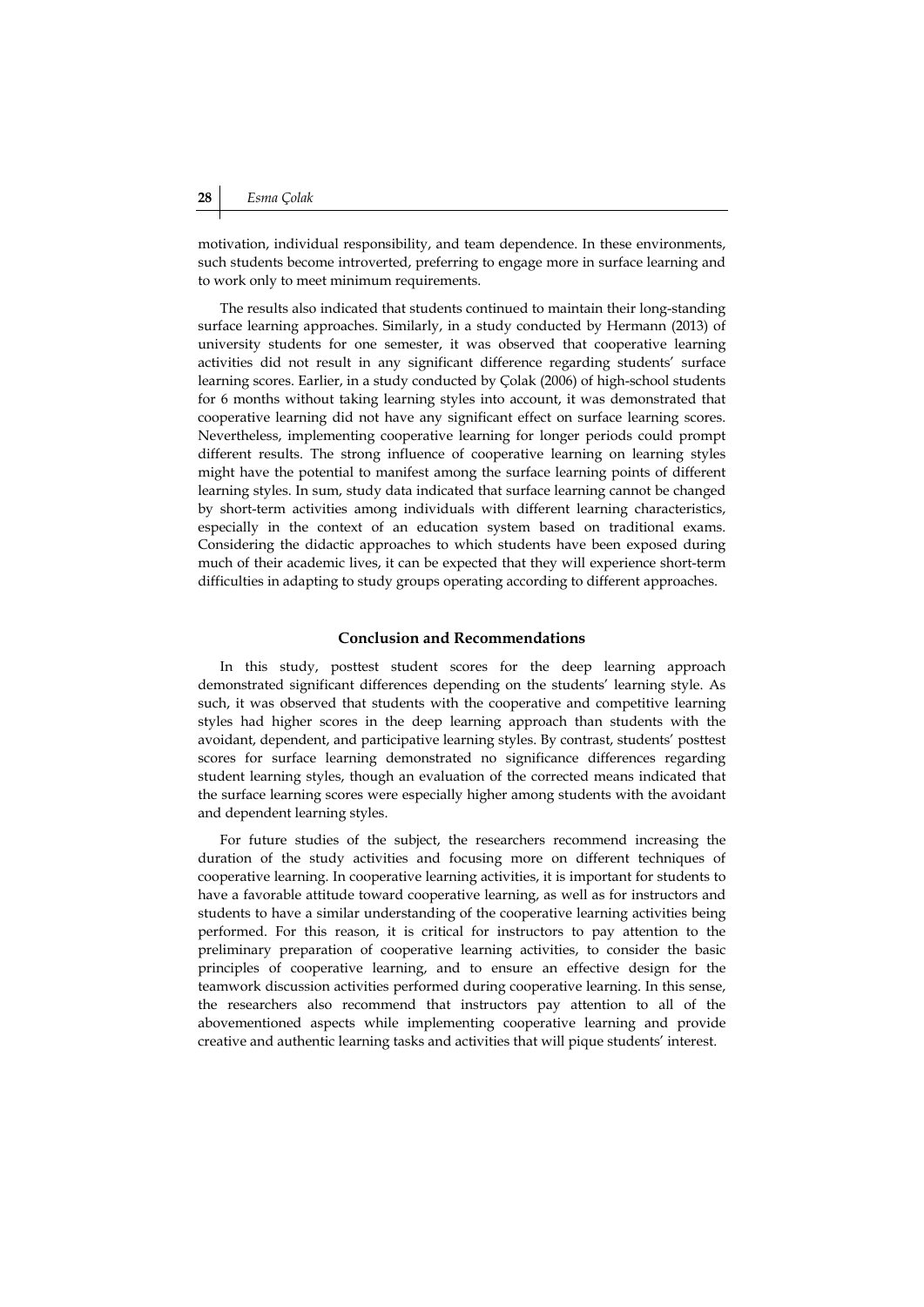motivation, individual responsibility, and team dependence. In these environments, such students become introverted, preferring to engage more in surface learning and to work only to meet minimum requirements.

The results also indicated that students continued to maintain their long-standing surface learning approaches. Similarly, in a study conducted by Hermann (2013) of university students for one semester, it was observed that cooperative learning activities did not result in any significant difference regarding students' surface learning scores. Earlier, in a study conducted by Çolak (2006) of high-school students for 6 months without taking learning styles into account, it was demonstrated that cooperative learning did not have any significant effect on surface learning scores. Nevertheless, implementing cooperative learning for longer periods could prompt different results. The strong influence of cooperative learning on learning styles might have the potential to manifest among the surface learning points of different learning styles. In sum, study data indicated that surface learning cannot be changed by short-term activities among individuals with different learning characteristics, especially in the context of an education system based on traditional exams. Considering the didactic approaches to which students have been exposed during much of their academic lives, it can be expected that they will experience short-term difficulties in adapting to study groups operating according to different approaches.

## Conclusion and Recommendations

In this study, posttest student scores for the deep learning approach demonstrated significant differences depending on the students' learning style. As such, it was observed that students with the cooperative and competitive learning styles had higher scores in the deep learning approach than students with the avoidant, dependent, and participative learning styles. By contrast, students' posttest scores for surface learning demonstrated no significance differences regarding student learning styles, though an evaluation of the corrected means indicated that the surface learning scores were especially higher among students with the avoidant and dependent learning styles.

For future studies of the subject, the researchers recommend increasing the duration of the study activities and focusing more on different techniques of cooperative learning. In cooperative learning activities, it is important for students to have a favorable attitude toward cooperative learning, as well as for instructors and students to have a similar understanding of the cooperative learning activities being performed. For this reason, it is critical for instructors to pay attention to the preliminary preparation of cooperative learning activities, to consider the basic principles of cooperative learning, and to ensure an effective design for the teamwork discussion activities performed during cooperative learning. In this sense, the researchers also recommend that instructors pay attention to all of the abovementioned aspects while implementing cooperative learning and provide creative and authentic learning tasks and activities that will pique students' interest.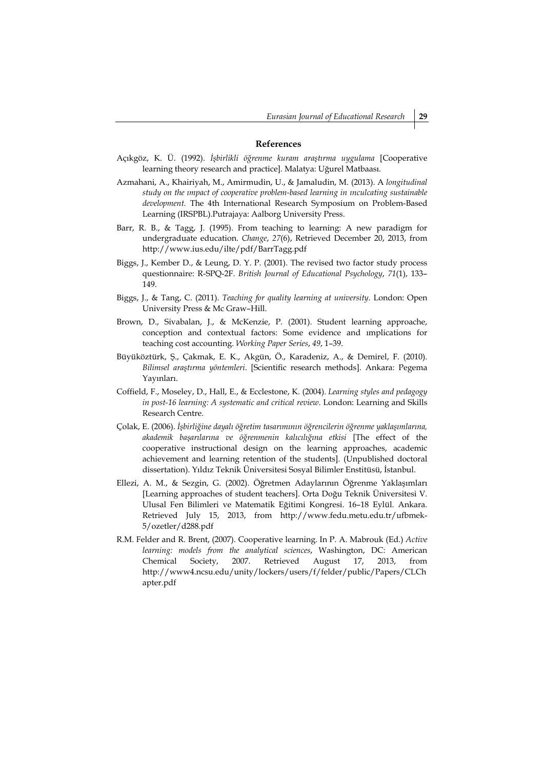## References

Açıkgöz, K. Ü. (1992). *İşbirlikli öğrenme kuram araştırma uygulama* [Cooperative learning theory research and practice]. Malatya: Uğurel Matbaası.

Azmahani, A., Khairiyah, M., Amirmudin, U., & Jamaludin, M. (2013). A *longitudinal study on the ımpact of cooperative problem-based learning in ınculcating sustainable development.* The 4th International Research Symposium on Problem-Based Learning (IRSPBL).Putrajaya: Aalborg University Press.

Barr, R. B., & Tagg, J. (1995). From teaching to learning: A new paradigm for undergraduate education. *Change*, *27*(6), Retrieved December 20, 2013, from http://www.ius.edu/ilte/pdf/BarrTagg.pdf

Biggs, J., Kember D., & Leung, D. Y. P. (2001). The revised two factor study process questionnaire: R-SPQ-2F. *British Journal of Educational Psychology*, *71*(1), 133–149.

Biggs, J., & Tang, C. (2011). *Teaching for quality learning at university*. London: Open University Press & Mc Graw–Hill.

Brown, D., Sivabalan, J., & McKenzie, P. (2001). Student learning approache, conception and contextual factors: Some evidence and ımplications for teaching cost accounting. *Working Paper Series*, *49*, 1–39.

Büyüköztürk, Ş., Çakmak, E. K., Akgün, Ö., Karadeniz, A., & Demirel, F. (2010). *Bilimsel araştırma yöntemleri*. [Scientific research methods]. Ankara: Pegema Yayınları.

Coffield, F., Moseley, D., Hall, E., & Ecclestone, K. (2004). *Learning styles and pedagogy in post-16 learning: A systematic and critical review*. London: Learning and Skills Research Centre.

Çolak, E. (2006). *İşbirliğine dayalı öğretim tasarımının öğrencilerin öğrenme yaklaşımlarına, akademik başarılarına ve öğrenmenin kalıcılığına etkisi* [The effect of the cooperative instructional design on the learning approaches, academic achievement and learning retention of the students]. (Unpublished doctoral dissertation). Yıldız Teknik Üniversitesi Sosyal Bilimler Enstitüsü, İstanbul.

Ellezi, A. M., & Sezgin, G. (2002). Öğretmen Adaylarının Öğrenme Yaklaşımları [Learning approaches of student teachers]. Orta Doğu Teknik Üniversitesi V. Ulusal Fen Bilimleri ve Matematik Eğitimi Kongresi. 16–18 Eylül. Ankara. Retrieved July 15, 2013, from http://www.fedu.metu.edu.tr/ufbmek-5/ozetler/d288.pdf

R.M. Felder and R. Brent, (2007). Cooperative learning. In P. A. Mabrouk (Ed.) *Active learning: models from the analytical sciences*, Washington, DC: American Chemical Society, 2007. Retrieved August 17, 2013, from http://www4.ncsu.edu/unity/lockers/users/f/felder/public/Papers/CLChapter.pdf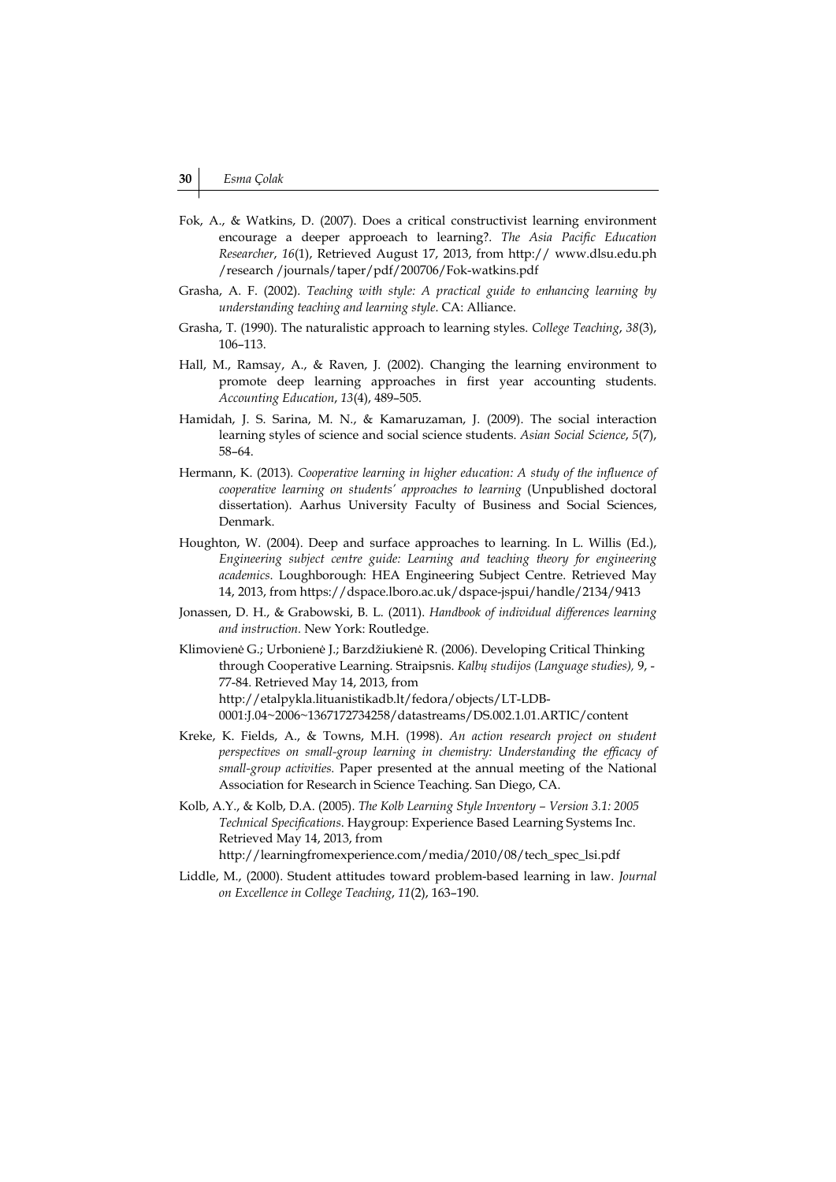Fok, A., & Watkins, D. (2007). Does a critical constructivist learning environment encourage a deeper approeach to learning?. *The Asia Pacific Education Researcher*, *16*(1), Retrieved August 17, 2013, from http:// www.dlsu.edu.ph /research /journals/taper/pdf/200706/Fok-watkins.pdf

Grasha, A. F. (2002). *Teaching with style: A practical guide to enhancing learning by understanding teaching and learning style*. CA: Alliance.

Grasha, T. (1990). The naturalistic approach to learning styles. *College Teaching*, *38*(3), 106–113.

Hall, M., Ramsay, A., & Raven, J. (2002). Changing the learning environment to promote deep learning approaches in first year accounting students. *Accounting Education*, *13*(4), 489–505.

Hamidah, J. S. Sarina, M. N., & Kamaruzaman, J. (2009). The social interaction learning styles of science and social science students. *Asian Social Science*, *5*(7), 58–64.

Hermann, K. (2013). *Cooperative learning in higher education: A study of the influence of cooperative learning on students' approaches to learning* (Unpublished doctoral dissertation). Aarhus University Faculty of Business and Social Sciences, Denmark.

Houghton, W. (2004). Deep and surface approaches to learning. In L. Willis (Ed.), *Engineering subject centre guide: Learning and teaching theory for engineering academics*. Loughborough: HEA Engineering Subject Centre. Retrieved May 14, 2013, from https://dspace.lboro.ac.uk/dspace-jspui/handle/2134/9413

Jonassen, D. H., & Grabowski, B. L. (2011). *Handbook of individual differences learning and instruction*. New York: Routledge.

Klimovienė G.; Urbonienė J.; Barzdžiukienė R. (2006). Developing Critical Thinking through Cooperative Learning. Straipsnis. *Kalbų studijos (Language studies),* 9, -77-84. Retrieved May 14, 2013, from http://etalpykla.lituanistikadb.lt/fedora/objects/LT-LDB-0001:J.04~2006~1367172734258/datastreams/DS.002.1.01.ARTIC/content

Kreke, K. Fields, A., & Towns, M.H. (1998). *An action research project on student perspectives on small-group learning in chemistry: Understanding the efficacy of small-group activities.* Paper presented at the annual meeting of the National Association for Research in Science Teaching. San Diego, CA.

Kolb, A.Y., & Kolb, D.A. (2005). *The Kolb Learning Style Inventory – Version 3.1: 2005 Technical Specifications*. Haygroup: Experience Based Learning Systems Inc. Retrieved May 14, 2013, from http://learningfromexperience.com/media/2010/08/tech_spec_lsi.pdf

Liddle, M., (2000). Student attitudes toward problem-based learning in law. *Journal on Excellence in College Teaching*, *11*(2), 163–190.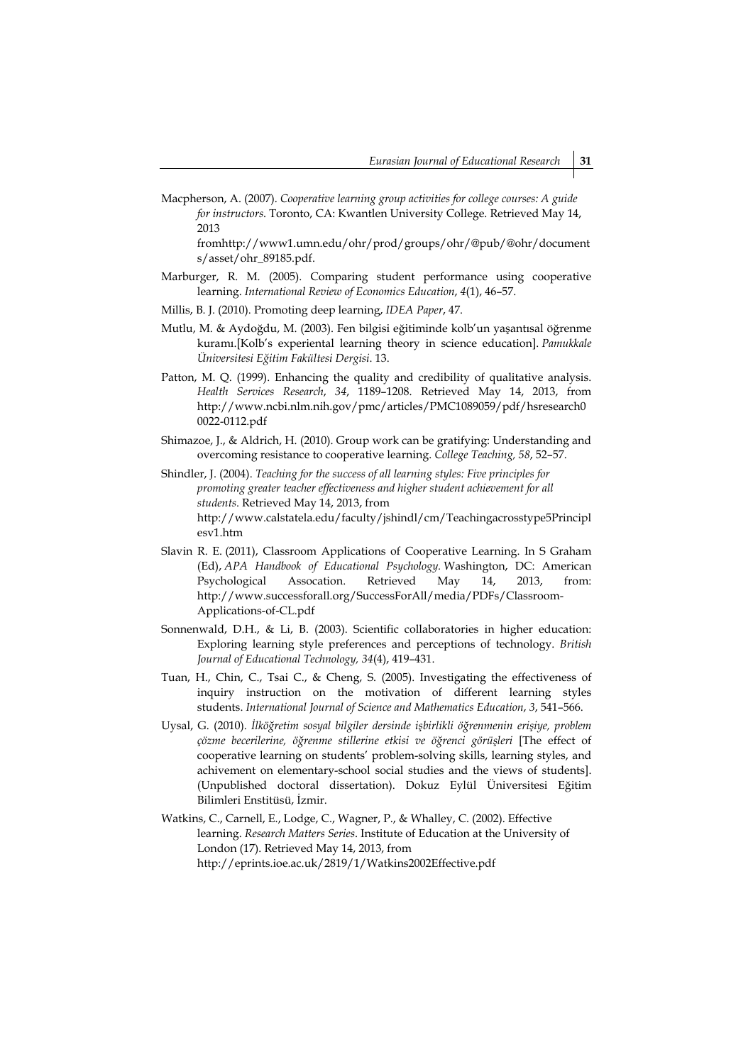Macpherson, A. (2007). *Cooperative learning group activities for college courses: A guide for instructors*. Toronto, CA: Kwantlen University College. Retrieved May 14, 2013 fromhttp://www1.umn.edu/ohr/prod/groups/ohr/@pub/@ohr/documents/asset/ohr_89185.pdf.

Marburger, R. M. (2005). Comparing student performance using cooperative learning. *International Review of Economics Education*, *4*(1), 46–57.

Millis, B. J. (2010). Promoting deep learning, *IDEA Paper*, 47.

Mutlu, M. & Aydoğdu, M. (2003). Fen bilgisi eğitiminde kolb'un yaşantısal öğrenme kuramı.[Kolb's experiential learning theory in science education]. *Pamukkale Üniversitesi Eğitim Fakültesi Dergisi*. 13.

Patton, M. Q. (1999). Enhancing the quality and credibility of qualitative analysis. *Health Services Research*, *34*, 1189–1208. Retrieved May 14, 2013, from http://www.ncbi.nlm.nih.gov/pmc/articles/PMC1089059/pdf/hsresearch00022-0112.pdf

Shimazoe, J., & Aldrich, H. (2010). Group work can be gratifying: Understanding and overcoming resistance to cooperative learning. *College Teaching, 58*, 52–57.

Shindler, J. (2004). *Teaching for the success of all learning styles: Five principles for promoting greater teacher effectiveness and higher student achievement for all students*. Retrieved May 14, 2013, from http://www.calstatela.edu/faculty/jshindl/cm/Teachingacrosstype5Principlesv1.htm

Slavin R. E. (2011), Classroom Applications of Cooperative Learning. In S Graham (Ed), *APA Handbook of Educational Psychology*. Washington, DC: American Psychological Assocation. Retrieved May 14, 2013, from: http://www.successforall.org/SuccessForAll/media/PDFs/Classroom-Applications-of-CL.pdf

Sonnenwald, D.H., & Li, B. (2003). Scientific collaboratories in higher education: Exploring learning style preferences and perceptions of technology. *British Journal of Educational Technology, 34*(4), 419–431.

Tuan, H., Chin, C., Tsai C., & Cheng, S. (2005). Investigating the effectiveness of inquiry instruction on the motivation of different learning styles students. *International Journal of Science and Mathematics Education*, *3*, 541–566.

Uysal, G. (2010). *İlköğretim sosyal bilgiler dersinde işbirlikli öğrenmenin erişiye, problem çözme becerilerine, öğrenme stillerine etkisi ve öğrenci görüşleri* [The effect of cooperative learning on students' problem-solving skills, learning styles, and achievement on elementary-school social studies and the views of students]. (Unpublished doctoral dissertation). Dokuz Eylül Üniversitesi Eğitim Bilimleri Enstitüsü, İzmir.

Watkins, C., Carnell, E., Lodge, C., Wagner, P., & Whalley, C. (2002). Effective learning. *Research Matters Series*. Institute of Education at the University of London (17). Retrieved May 14, 2013, from http://eprints.ioe.ac.uk/2819/1/Watkins2002Effective.pdf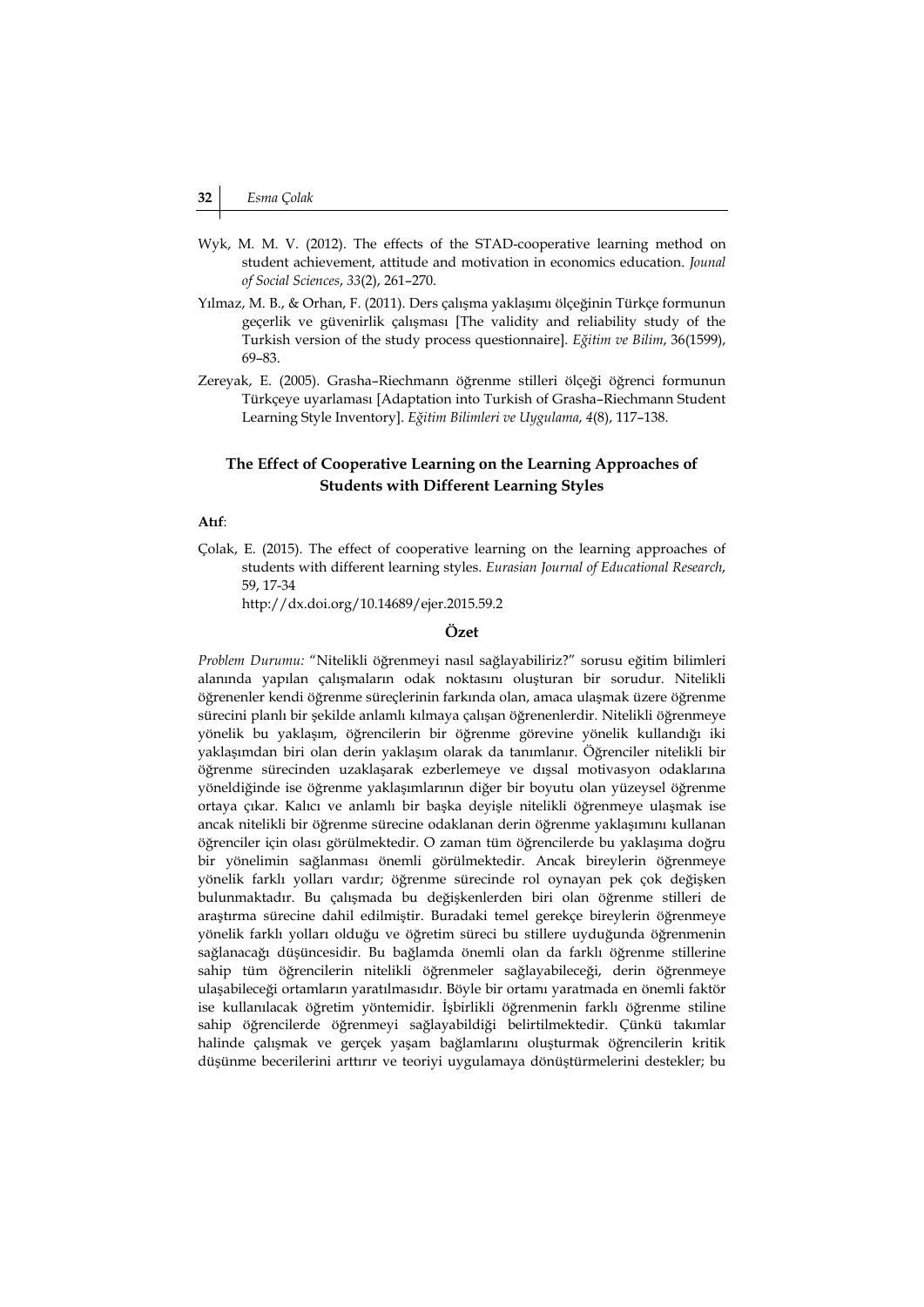Wyk, M. M. V. (2012). The effects of the STAD-cooperative learning method on student achievement, attitude and motivation in economics education. *Jounal of Social Sciences*, *33*(2), 261–270.

Yılmaz, M. B., & Orhan, F. (2011). Ders çalışma yaklaşımı ölçeğinin Türkçe formunun geçerlik ve güvenirlik çalışması [The validity and reliability study of the Turkish version of the study process questionnaire]. *Eğitim ve Bilim*, 36(1599), 69–83.

Zereyak, E. (2005). Grasha–Riechmann öğrenme stilleri ölçeği öğrenci formunun Türkçeye uyarlaması [Adaptation into Turkish of Grasha–Riechmann Student Learning Style Inventory]. *Eğitim Bilimleri ve Uygulama*, *4*(8), 117–138.

## The Effect of Cooperative Learning on the Learning Approaches of Students with Different Learning Styles

**Atıf**:

Çolak, E. (2015). The effect of cooperative learning on the learning approaches of students with different learning styles. *Eurasian Journal of Educational Research*, 59, 17-34
http://dx.doi.org/10.14689/ejer.2015.59.2

### Özet

*Problem Durumu:* "Nitelikli öğrenmeyi nasıl sağlayabiliriz?" sorusu eğitim bilimleri alanında yapılan çalışmaların odak noktasını oluşturan bir sorudur. Nitelikli öğrenenler kendi öğrenme süreçlerinin farkında olan, amaca ulaşmak üzere öğrenme sürecini planlı bir şekilde anlamlı kılmaya çalışan öğrenenlerdir. Nitelikli öğrenmeye yönelik bu yaklaşım, öğrencilerin bir öğrenme görevine yönelik kullandığı iki yaklaşımdan biri olan derin yaklaşım olarak da tanımlanır. Öğrenciler nitelikli bir öğrenme sürecinden uzaklaşarak ezberlemeye ve dışsal motivasyon odaklarına yöneldiğinde ise öğrenme yaklaşımlarının diğer bir boyutu olan yüzeysel öğrenme ortaya çıkar. Kalıcı ve anlamlı bir başka deyişle nitelikli öğrenmeye ulaşmak ise ancak nitelikli bir öğrenme sürecine odaklanan derin öğrenme yaklaşımını kullanan öğrenciler için olası görülmektedir. O zaman tüm öğrencilerde bu yaklaşıma doğru bir yönelimin sağlanması önemli görülmektedir. Ancak bireylerin öğrenmeye yönelik farklı yolları vardır; öğrenme sürecinde rol oynayan pek çok değişken bulunmaktadır. Bu çalışmada bu değişkenlerden biri olan öğrenme stilleri de araştırma sürecine dahil edilmiştir. Buradaki temel gerekçe bireylerin öğrenmeye yönelik farklı yolları olduğu ve öğretim süreci bu stillere uyduğunda öğrenmenin sağlanacağı düşüncesidir. Bu bağlamda önemli olan da farklı öğrenme stillerine sahip tüm öğrencilerin nitelikli öğrenmeler sağlayabileceği, derin öğrenmeye ulaşabileceği ortamların yaratılmasıdır. Böyle bir ortamı yaratmada en önemli faktör ise kullanılacak öğretim yöntemidir. İşbirlikli öğrenmenin farklı öğrenme stiline sahip öğrencilerde öğrenmeyi sağlayabildiği belirtilmektedir. Çünkü takımlar halinde çalışmak ve gerçek yaşam bağlamlarını oluşturmak öğrencilerin kritik düşünme becerilerini arttırır ve teoriyi uygulamaya dönüştürmelerini destekler; bu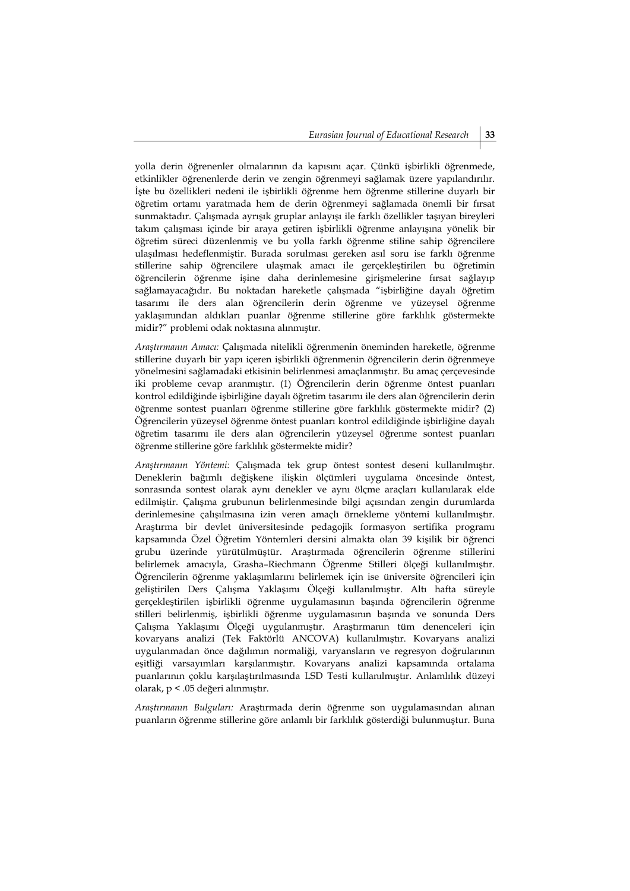yolla derin öğrenenler olmalarının da kapısını açar. Çünkü işbirlikli öğrenmede, etkinlikler öğrenenlerde derin ve zengin öğrenmeyi sağlamak üzere yapılandırılır. İşte bu özellikleri nedeni ile işbirlikli öğrenme hem öğrenme stillerine duyarlı bir öğretim ortamı yaratmada hem de derin öğrenmeyi sağlamada önemli bir fırsat sunmaktadır. Çalışmada ayrışık gruplar anlayışı ile farklı özellikler taşıyan bireyleri takım çalışması içinde bir araya getiren işbirlikli öğrenme anlayışına yönelik bir öğretim süreci düzenlenmiş ve bu yolla farklı öğrenme stiline sahip öğrencilere ulaşılması hedeflenmiştir. Burada sorulması gereken asıl soru ise farklı öğrenme stillerine sahip öğrencilere ulaşmak amacı ile gerçekleştirilen bu öğretimin öğrencilerin öğrenme işine daha derinlemesine girişmelerine fırsat sağlayıp sağlamayacağıdır. Bu noktadan hareketle çalışmada "işbirliğine dayalı öğretim tasarımı ile ders alan öğrencilerin derin öğrenme ve yüzeysel öğrenme yaklaşımından aldıkları puanlar öğrenme stillerine göre farklılık göstermekte midir?" problemi odak noktasına alınmıştır.

*Araştırmanın Amacı:* Çalışmada nitelikli öğrenmenin öneminden hareketle, öğrenme stillerine duyarlı bir yapı içeren işbirlikli öğrenmenin öğrencilerin derin öğrenmeye yönelmesini sağlamadaki etkisinin belirlenmesi amaçlanmıştır. Bu amaç çerçevesinde iki probleme cevap aranmıştır. (1) Öğrencilerin derin öğrenme öntest puanları kontrol edildiğinde işbirliğine dayalı öğretim tasarımı ile ders alan öğrencilerin derin öğrenme sontest puanları öğrenme stillerine göre farklılık göstermekte midir? (2) Öğrencilerin yüzeysel öğrenme öntest puanları kontrol edildiğinde işbirliğine dayalı öğretim tasarımı ile ders alan öğrencilerin yüzeysel öğrenme sontest puanları öğrenme stillerine göre farklılık göstermekte midir?

*Araştırmanın Yöntemi:* Çalışmada tek grup öntest sontest deseni kullanılmıştır. Deneklerin bağımlı değişkene ilişkin ölçümleri uygulama öncesinde öntest, sonrasında sontest olarak aynı denekler ve aynı ölçme araçları kullanılarak elde edilmiştir. Çalışma grubunun belirlenmesinde bilgi açısından zengin durumlarda derinlemesine çalışılmasına izin veren amaçlı örnekleme yöntemi kullanılmıştır. Araştırma bir devlet üniversitesinde pedagojik formasyon sertifika programı kapsamında Özel Öğretim Yöntemleri dersini almakta olan 39 kişilik bir öğrenci grubu üzerinde yürütülmüştür. Araştırmada öğrencilerin öğrenme stillerini belirlemek amacıyla, Grasha–Riechmann Öğrenme Stilleri ölçeği kullanılmıştır. Öğrencilerin öğrenme yaklaşımlarını belirlemek için ise üniversite öğrencileri için geliştirilen Ders Çalışma Yaklaşımı Ölçeği kullanılmıştır. Altı hafta süreyle gerçekleştirilen işbirlikli öğrenme uygulamasının başında öğrencilerin öğrenme stilleri belirlenmiş, işbirlikli öğrenme uygulamasının başında ve sonunda Ders Çalışma Yaklaşımı Ölçeği uygulanmıştır. Araştırmanın tüm denenceleri için kovaryans analizi (Tek Faktörlü ANCOVA) kullanılmıştır. Kovaryans analizi uygulanmadan önce dağılımın normaliği, varyansların ve regresyon doğrularının eşitliği varsayımları karşılanmıştır. Kovaryans analizi kapsamında ortalama puanlarının çoklu karşılaştırılmasında LSD Testi kullanılmıştır. Anlamlılık düzeyi olarak, $p < .05$ değeri alınmıştır.

*Araştırmanın Bulguları:* Araştırmada derin öğrenme son uygulamasından alınan puanların öğrenme stillerine göre anlamlı bir farklılık gösterdiği bulunmuştur. Buna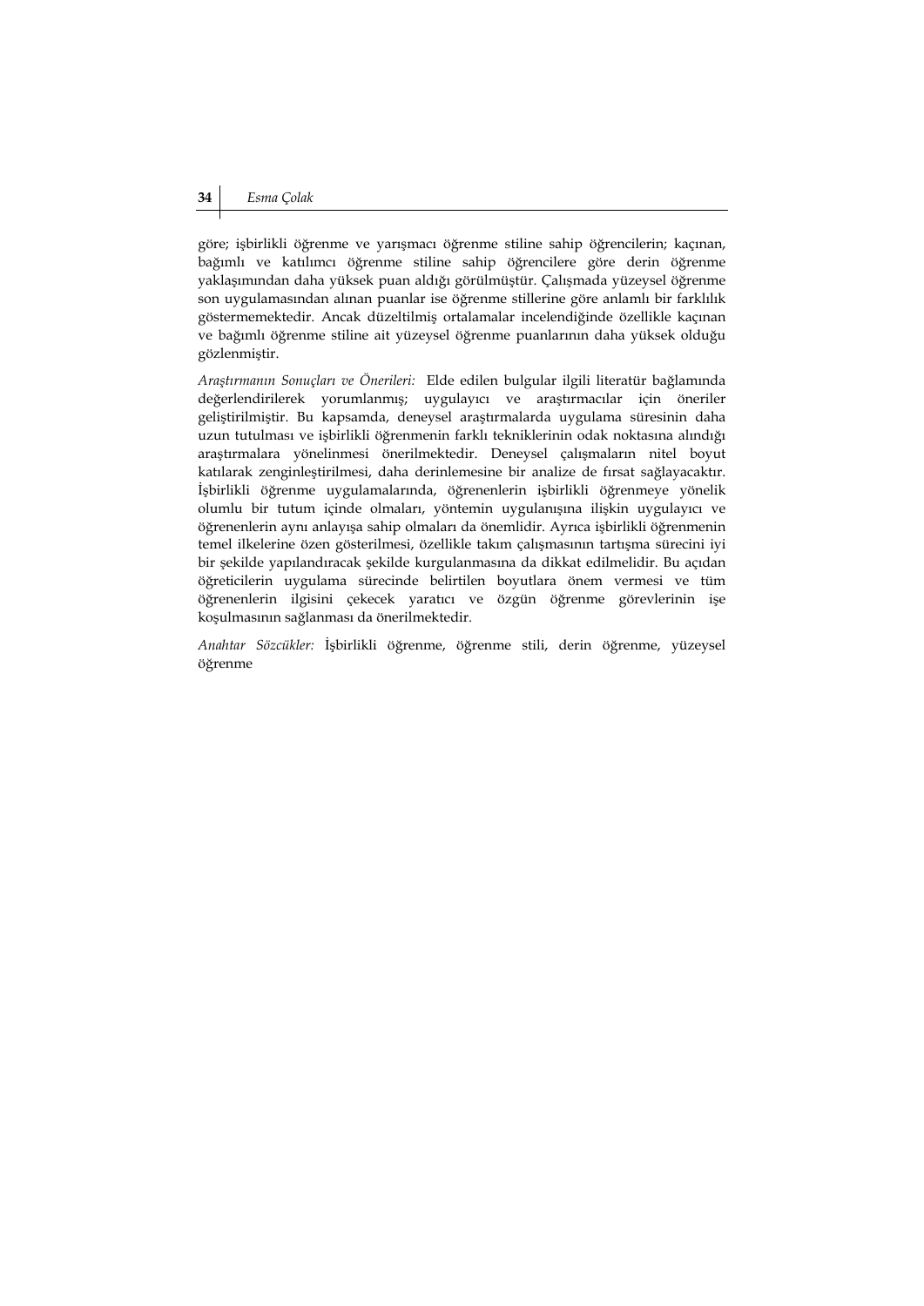göre; işbirlikli öğrenme ve yarışmacı öğrenme stiline sahip öğrencilerin; kaçınan, bağımlı ve katılımcı öğrenme stiline sahip öğrencilere göre derin öğrenme yaklaşımından daha yüksek puan aldığı görülmüştür. Çalışmada yüzeysel öğrenme son uygulamasından alınan puanlar ise öğrenme stillerine göre anlamlı bir farklılık göstermemektedir. Ancak düzeltilmiş ortalamalar incelendiğinde özellikle kaçınan ve bağımlı öğrenme stiline ait yüzeysel öğrenme puanlarının daha yüksek olduğu gözlenmiştir.

*Araştırmanın Sonuçları ve Önerileri:* Elde edilen bulgular ilgili literatür bağlamında değerlendirilerek yorumlanmış; uygulayıcı ve araştırmacılar için öneriler geliştirilmiştir. Bu kapsamda, deneysel araştırmalarda uygulama süresinin daha uzun tutulması ve işbirlikli öğrenmenin farklı tekniklerinin odak noktasına alındığı araştırmalara yönelinmesi önerilmektedir. Deneysel çalışmaların nitel boyut katılarak zenginleştirilmesi, daha derinlemesine bir analize de fırsat sağlayacaktır. İşbirlikli öğrenme uygulamalarında, öğrenenlerin işbirlikli öğrenmeye yönelik olumlu bir tutum içinde olmaları, yöntemin uygulanışına ilişkin uygulayıcı ve öğrenenlerin aynı anlayışa sahip olmaları da önemlidir. Ayrıca işbirlikli öğrenmenin temel ilkelerine özen gösterilmesi, özellikle takım çalışmasının tartışma sürecini iyi bir şekilde yapılandıracak şekilde kurgulanmasına da dikkat edilmelidir. Bu açıdan öğreticilerin uygulama sürecinde belirtilen boyutlara önem vermesi ve tüm öğrenenlerin ilgisini çekecek yaratıcı ve özgün öğrenme görevlerinin işe koşulmasının sağlanması da önerilmektedir.

*Anahtar Sözcükler:* İşbirlikli öğrenme, öğrenme stili, derin öğrenme, yüzeysel öğrenme